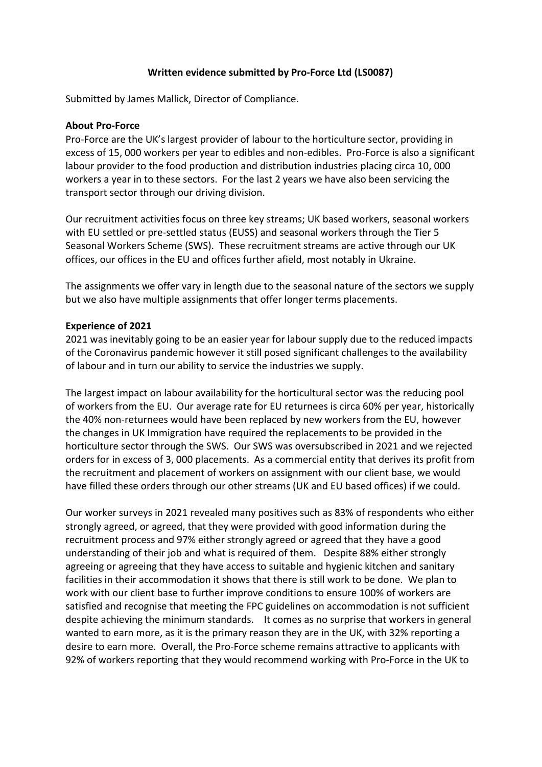**Written evidence submitted by Pro-Force Ltd (LS0087)**

Submitted by James Mallick, Director of Compliance.

**About Pro-Force**

Pro-Force are the UK's largest provider of labour to the horticulture sector, providing in excess of 15, 000 workers per year to edibles and non-edibles. Pro-Force is also a significant labour provider to the food production and distribution industries placing circa 10, 000 workers a year in to these sectors. For the last 2 years we have also been servicing the transport sector through our driving division.

Our recruitment activities focus on three key streams; UK based workers, seasonal workers with EU settled or pre-settled status (EUSS) and seasonal workers through the Tier 5 Seasonal Workers Scheme (SWS). These recruitment streams are active through our UK offices, our offices in the EU and offices further afield, most notably in Ukraine.

The assignments we offer vary in length due to the seasonal nature of the sectors we supply but we also have multiple assignments that offer longer terms placements.

**Experience of 2021**

2021 was inevitably going to be an easier year for labour supply due to the reduced impacts of the Coronavirus pandemic however it still posed significant challenges to the availability of labour and in turn our ability to service the industries we supply.

The largest impact on labour availability for the horticultural sector was the reducing pool of workers from the EU. Our average rate for EU returnees is circa 60% per year, historically the 40% non-returnees would have been replaced by new workers from the EU, however the changes in UK Immigration have required the replacements to be provided in the horticulture sector through the SWS. Our SWS was oversubscribed in 2021 and we rejected orders for in excess of 3, 000 placements. As a commercial entity that derives its profit from the recruitment and placement of workers on assignment with our client base, we would have filled these orders through our other streams (UK and EU based offices) if we could.

Our worker surveys in 2021 revealed many positives such as 83% of respondents who either strongly agreed, or agreed, that they were provided with good information during the recruitment process and 97% either strongly agreed or agreed that they have a good understanding of their job and what is required of them. Despite 88% either strongly agreeing or agreeing that they have access to suitable and hygienic kitchen and sanitary facilities in their accommodation it shows that there is still work to be done. We plan to work with our client base to further improve conditions to ensure 100% of workers are satisfied and recognise that meeting the FPC guidelines on accommodation is not sufficient despite achieving the minimum standards. It comes as no surprise that workers in general wanted to earn more, as it is the primary reason they are in the UK, with 32% reporting a desire to earn more. Overall, the Pro-Force scheme remains attractive to applicants with 92% of workers reporting that they would recommend working with Pro-Force in the UK to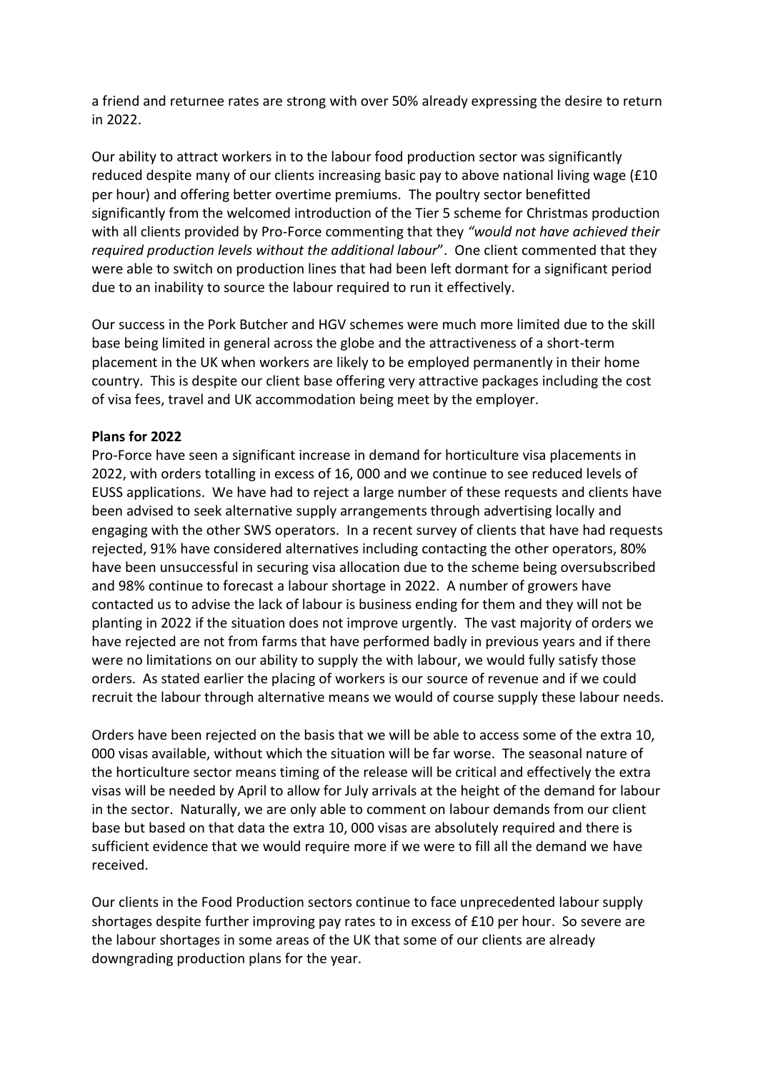a friend and returnee rates are strong with over 50% already expressing the desire to return in 2022.

Our ability to attract workers in to the labour food production sector was significantly reduced despite many of our clients increasing basic pay to above national living wage (£10 per hour) and offering better overtime premiums. The poultry sector benefitted significantly from the welcomed introduction of the Tier 5 scheme for Christmas production with all clients provided by Pro-Force commenting that they *"would not have achieved their required production levels without the additional labour*". One client commented that they were able to switch on production lines that had been left dormant for a significant period due to an inability to source the labour required to run it effectively.

Our success in the Pork Butcher and HGV schemes were much more limited due to the skill base being limited in general across the globe and the attractiveness of a short-term placement in the UK when workers are likely to be employed permanently in their home country. This is despite our client base offering very attractive packages including the cost of visa fees, travel and UK accommodation being meet by the employer.

**Plans for 2022**

Pro-Force have seen a significant increase in demand for horticulture visa placements in 2022, with orders totalling in excess of 16, 000 and we continue to see reduced levels of EUSS applications. We have had to reject a large number of these requests and clients have been advised to seek alternative supply arrangements through advertising locally and engaging with the other SWS operators. In a recent survey of clients that have had requests rejected, 91% have considered alternatives including contacting the other operators, 80% have been unsuccessful in securing visa allocation due to the scheme being oversubscribed and 98% continue to forecast a labour shortage in 2022. A number of growers have contacted us to advise the lack of labour is business ending for them and they will not be planting in 2022 if the situation does not improve urgently. The vast majority of orders we have rejected are not from farms that have performed badly in previous years and if there were no limitations on our ability to supply the with labour, we would fully satisfy those orders. As stated earlier the placing of workers is our source of revenue and if we could recruit the labour through alternative means we would of course supply these labour needs.

Orders have been rejected on the basis that we will be able to access some of the extra 10, 000 visas available, without which the situation will be far worse. The seasonal nature of the horticulture sector means timing of the release will be critical and effectively the extra visas will be needed by April to allow for July arrivals at the height of the demand for labour in the sector. Naturally, we are only able to comment on labour demands from our client base but based on that data the extra 10, 000 visas are absolutely required and there is sufficient evidence that we would require more if we were to fill all the demand we have received.

Our clients in the Food Production sectors continue to face unprecedented labour supply shortages despite further improving pay rates to in excess of £10 per hour. So severe are the labour shortages in some areas of the UK that some of our clients are already downgrading production plans for the year.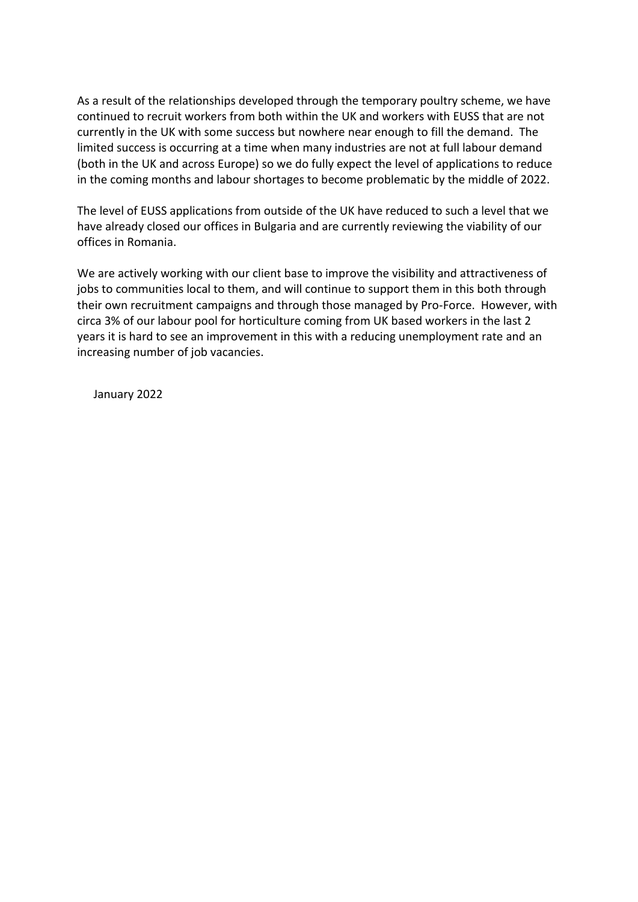As a result of the relationships developed through the temporary poultry scheme, we have continued to recruit workers from both within the UK and workers with EUSS that are not currently in the UK with some success but nowhere near enough to fill the demand. The limited success is occurring at a time when many industries are not at full labour demand (both in the UK and across Europe) so we do fully expect the level of applications to reduce in the coming months and labour shortages to become problematic by the middle of 2022.

The level of EUSS applications from outside of the UK have reduced to such a level that we have already closed our offices in Bulgaria and are currently reviewing the viability of our offices in Romania.

We are actively working with our client base to improve the visibility and attractiveness of jobs to communities local to them, and will continue to support them in this both through their own recruitment campaigns and through those managed by Pro-Force. However, with circa 3% of our labour pool for horticulture coming from UK based workers in the last 2 years it is hard to see an improvement in this with a reducing unemployment rate and an increasing number of job vacancies.

January 2022